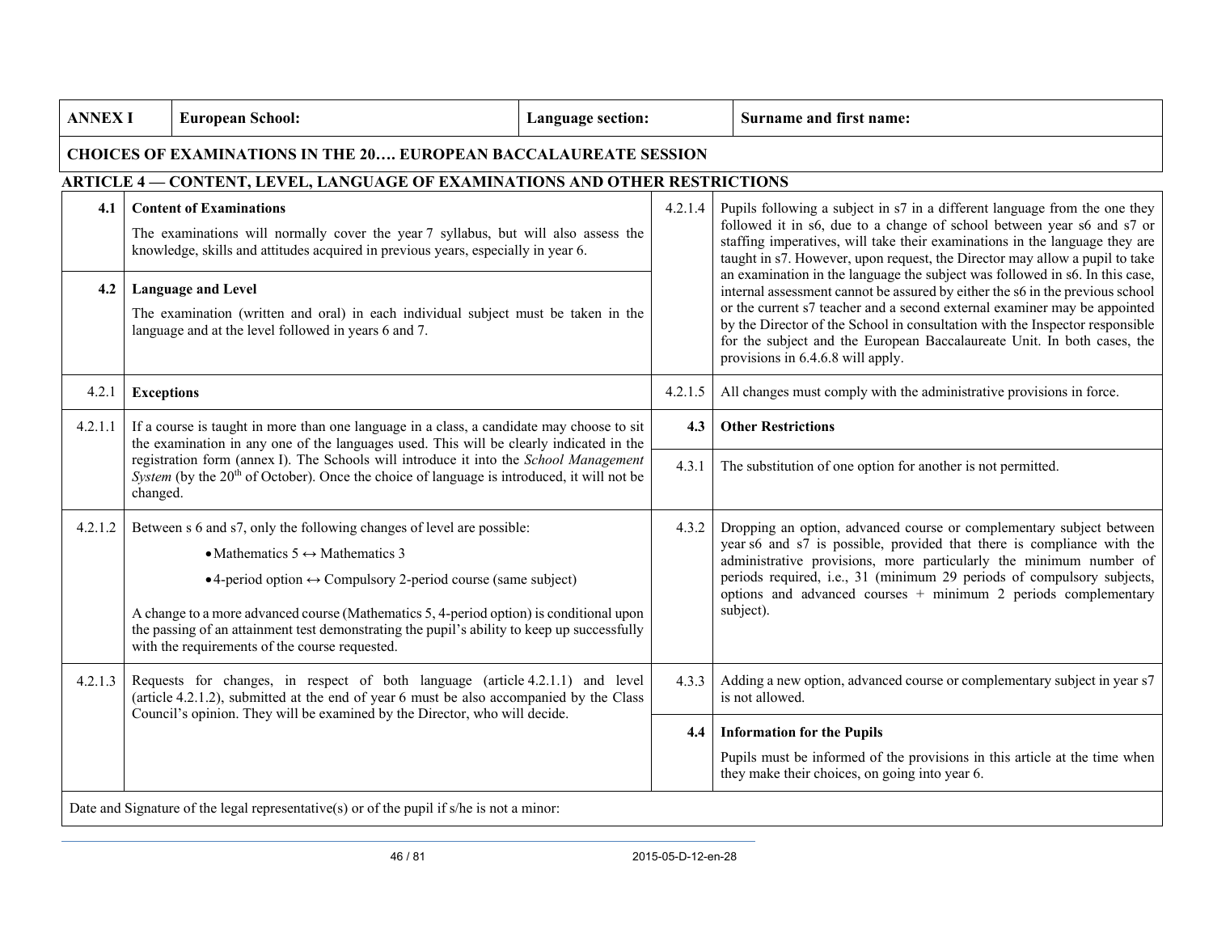| ANNEX I | European School: | Language section: | Surname and first name: |
|---|---|---|---|

**CHOICES OF EXAMINATIONS IN THE 20…. EUROPEAN BACCALAUREATE SESSION**

## ARTICLE 4 — CONTENT, LEVEL, LANGUAGE OF EXAMINATIONS AND OTHER RESTRICTIONS

**4.1 Content of Examinations**

The examinations will normally cover the year 7 syllabus, but will also assess the knowledge, skills and attitudes acquired in previous years, especially in year 6.

**4.2 Language and Level**

The examination (written and oral) in each individual subject must be taken in the language and at the level followed in years 6 and 7.

4.2.1 **Exceptions**

4.2.1.1 If a course is taught in more than one language in a class, a candidate may choose to sit the examination in any one of the languages used. This will be clearly indicated in the registration form (annex I). The Schools will introduce it into the *School Management System* (by the 20th of October). Once the choice of language is introduced, it will not be changed.

4.2.1.2 Between s 6 and s7, only the following changes of level are possible:

- Mathematics 5 ↔ Mathematics 3
- 4-period option ↔ Compulsory 2-period course (same subject)

A change to a more advanced course (Mathematics 5, 4-period option) is conditional upon the passing of an attainment test demonstrating the pupil's ability to keep up successfully with the requirements of the course requested.

4.2.1.3 Requests for changes, in respect of both language (article 4.2.1.1) and level (article 4.2.1.2), submitted at the end of year 6 must be also accompanied by the Class Council's opinion. They will be examined by the Director, who will decide.

4.2.1.4 Pupils following a subject in s7 in a different language from the one they followed it in s6, due to a change of school between year s6 and s7 or staffing imperatives, will take their examinations in the language they are taught in s7. However, upon request, the Director may allow a pupil to take an examination in the language the subject was followed in s6. In this case, internal assessment cannot be assured by either the s6 in the previous school or the current s7 teacher and a second external examiner may be appointed by the Director of the School in consultation with the Inspector responsible for the subject and the European Baccalaureate Unit. In both cases, the provisions in 6.4.6.8 will apply.

4.2.1.5 All changes must comply with the administrative provisions in force.

**4.3 Other Restrictions**

4.3.1 The substitution of one option for another is not permitted.

4.3.2 Dropping an option, advanced course or complementary subject between year s6 and s7 is possible, provided that there is compliance with the administrative provisions, more particularly the minimum number of periods required, i.e., 31 (minimum 29 periods of compulsory subjects, options and advanced courses + minimum 2 periods complementary subject).

4.3.3 Adding a new option, advanced course or complementary subject in year s7 is not allowed.

**4.4 Information for the Pupils**

Pupils must be informed of the provisions in this article at the time when they make their choices, on going into year 6.

Date and Signature of the legal representative(s) or of the pupil if s/he is not a minor: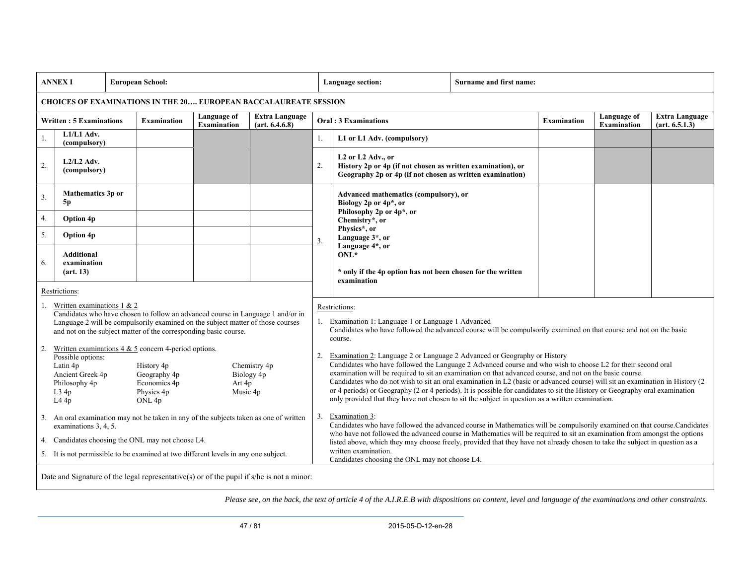| ANNEX I | European School: | | | | Language section: | Surname and first name: | | |
|---|---|---|---|---|---|---|---|---|

**CHOICES OF EXAMINATIONS IN THE 20…. EUROPEAN BACCALAUREATE SESSION**

| | Written : 5 Examinations | Examination | Language of Examination | Extra Language (art. 6.4.6.8) | | Oral : 3 Examinations | Examination | Language of Examination | Extra Language (art. 6.5.1.3) |
|---|---|---|---|---|---|---|---|---|---|
| 1. | L1/L1 Adv. (compulsory) | | | | 1. | L1 or L1 Adv. (compulsory) | | | |
| 2. | L2/L2 Adv. (compulsory) | | | | 2. | L2 or L2 Adv., or History 2p or 4p (if not chosen as written examination), or Geography 2p or 4p (if not chosen as written examination) | | | |
| 3. | Mathematics 3p or 5p | | | | 3. | Advanced mathematics (compulsory), or Biology 2p or 4p*, or Philosophy 2p or 4p*, or Chemistry*, or Physics*, or Language 3*, or Language 4*, or ONL* <br><br> * only if the 4p option has not been chosen for the written examination | | | |
| 4. | Option 4p | | | | | | | | |
| 5. | Option 4p | | | | | | | | |
| 6. | Additional examination (art. 13) | | | | | | | | |

Restrictions:

1. Written examinations 1 & 2
   Candidates who have chosen to follow an advanced course in Language 1 and/or in Language 2 will be compulsorily examined on the subject matter of those courses and not on the subject matter of the corresponding basic course.
2. Written examinations 4 & 5 concern 4-period options.
   Possible options:

   | | | |
   |---|---|---|
   | Latin 4p | History 4p | Chemistry 4p |
   | Ancient Greek 4p | Geography 4p | Biology 4p |
   | Philosophy 4p | Economics 4p | Art 4p |
   | L3 4p | Physics 4p | Music 4p |
   | L4 4p | ONL 4p | |

3. An oral examination may not be taken in any of the subjects taken as one of written examinations 3, 4, 5.
4. Candidates choosing the ONL may not choose L4.
5. It is not permissible to be examined at two different levels in any one subject.

Restrictions:

1. Examination 1: Language 1 or Language 1 Advanced
   Candidates who have followed the advanced course will be compulsorily examined on that course and not on the basic course.
2. Examination 2: Language 2 or Language 2 Advanced or Geography or History
   Candidates who have followed the Language 2 Advanced course and who wish to choose L2 for their second oral examination will be required to sit an examination on that advanced course, and not on the basic course.
   Candidates who do not wish to sit an oral examination in L2 (basic or advanced course) will sit an examination in History (2 or 4 periods) or Geography (2 or 4 periods). It is possible for candidates to sit the History or Geography oral examination only provided that they have not chosen to sit the subject in question as a written examination.
3. Examination 3:
   Candidates who have followed the advanced course in Mathematics will be compulsorily examined on that course.Candidates who have not followed the advanced course in Mathematics will be required to sit an examination from amongst the options listed above, which they may choose freely, provided that they have not already chosen to take the subject in question as a written examination.
   Candidates choosing the ONL may not choose L4.

Date and Signature of the legal representative(s) or of the pupil if s/he is not a minor:

*Please see, on the back, the text of article 4 of the A.I.R.E.B with dispositions on content, level and language of the examinations and other constraints.*